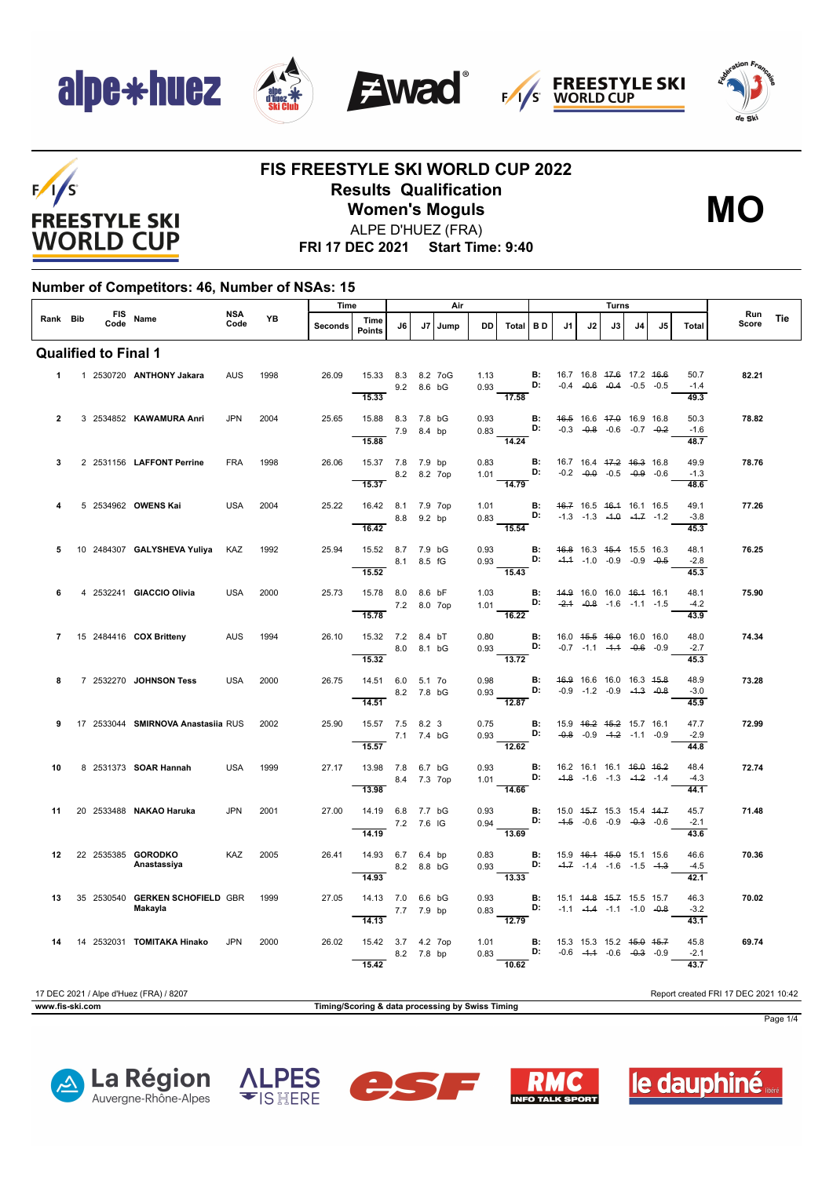# FIS FREESTYLE SKI WORLD CUP 2022

## Results Qualification

## Women's Moguls

**MO**

ALPE D'HUEZ (FRA)

**FRI 17 DEC 2021 Start Time: 9:40**

### Number of Competitors: 46, Number of NSAs: 15

| Rank | Bib | FIS Code | Name | NSA Code | YB | Time Seconds | Time Points | J6 | J7 | Jump | DD | Air Total | BD | J1 | J2 | J3 | J4 | J5 | Turns Total | Run Score | Tie |
|---|---|---|---|---|---|---|---|---|---|---|---|---|---|---|---|---|---|---|---|---|---|
| **Qualified to Final 1** | | | | | | | | | | | | | | | | | | | | | |
| 1 | 1 | 2530720 | ANTHONY Jakara | AUS | 1998 | 26.09 | 15.33 | 8.3 / 9.2 | 8.2 / 8.6 | 7oG / bG | 1.13 / 0.93 | 17.58 | B: / D: | 16.7 / -0.4 | 16.8 / ~~-0.6~~ | ~~17.6~~ / ~~-0.4~~ | 17.2 / -0.5 | ~~16.6~~ / -0.5 | 50.7 / -1.4 / 49.3 | 82.21 | |
| 2 | 3 | 2534852 | KAWAMURA Anri | JPN | 2004 | 25.65 | 15.88 | 8.3 / 7.9 | 7.8 / 8.4 | bG / bp | 0.93 / 0.83 | 14.24 | B: / D: | ~~16.5~~ / -0.3 | 16.6 / ~~-0.8~~ | ~~17.0~~ / -0.6 | 16.9 / -0.7 | 16.8 / ~~-0.2~~ | 50.3 / -1.6 / 48.7 | 78.82 | |
| 3 | 2 | 2531156 | LAFFONT Perrine | FRA | 1998 | 26.06 | 15.37 | 7.8 / 8.2 | 7.9 / 8.2 | bp / 7op | 0.83 / 1.01 | 14.79 | B: / D: | 16.7 / -0.2 | 16.4 / ~~-0.0~~ | ~~17.2~~ / -0.5 | ~~16.3~~ / ~~-0.9~~ | 16.8 / -0.6 | 49.9 / -1.3 / 48.6 | 78.76 | |
| 4 | 5 | 2534962 | OWENS Kai | USA | 2004 | 25.22 | 16.42 | 8.1 / 8.8 | 7.9 / 9.2 | 7op / bp | 1.01 / 0.83 | 15.54 | B: / D: | ~~16.7~~ / -1.3 | 16.5 / -1.3 | ~~16.1~~ / ~~-1.0~~ | 16.1 / ~~-1.7~~ | 16.5 / -1.2 | 49.1 / -3.8 / 45.3 | 77.26 | |
| 5 | 10 | 2484307 | GALYSHEVA Yuliya | KAZ | 1992 | 25.94 | 15.52 | 8.7 / 8.1 | 7.9 / 8.5 | bG / fG | 0.93 / 0.93 | 15.43 | B: / D: | ~~16.8~~ / ~~-1.1~~ | 16.3 / -1.0 | ~~15.4~~ / -0.9 | 15.5 / -0.9 | 16.3 / ~~-0.5~~ | 48.1 / -2.8 / 45.3 | 76.25 | |
| 6 | 4 | 2532241 | GIACCIO Olivia | USA | 2000 | 25.73 | 15.78 | 8.0 / 7.2 | 8.6 / 8.0 | bF / 7op | 1.03 / 1.01 | 16.22 | B: / D: | ~~14.9~~ / ~~-2.1~~ | 16.0 / ~~-0.8~~ | 16.0 / -1.6 | ~~16.1~~ / -1.1 | 16.1 / -1.5 | 48.1 / -4.2 / 43.9 | 75.90 | |
| 7 | 15 | 2484416 | COX Britteny | AUS | 1994 | 26.10 | 15.32 | 7.2 / 8.0 | 8.4 / 8.1 | bT / bG | 0.80 / 0.93 | 13.72 | B: / D: | 16.0 / -0.7 | ~~15.5~~ / -1.1 | ~~16.0~~ / ~~-1.1~~ | 16.0 / ~~-0.6~~ | 16.0 / -0.9 | 48.0 / -2.7 / 45.3 | 74.34 | |
| 8 | 7 | 2532270 | JOHNSON Tess | USA | 2000 | 26.75 | 14.51 | 6.0 / 8.2 | 5.1 / 7.8 | 7o / bG | 0.98 / 0.93 | 12.87 | B: / D: | ~~16.9~~ / -0.9 | 16.6 / -1.2 | 16.0 / -0.9 | 16.3 / ~~-1.3~~ | ~~15.8~~ / ~~-0.8~~ | 48.9 / -3.0 / 45.9 | 73.28 | |
| 9 | 17 | 2533044 | SMIRNOVA Anastasiia | RUS | 2002 | 25.90 | 15.57 | 7.5 / 7.1 | 8.2 / 7.4 | 3 / bG | 0.75 / 0.93 | 12.62 | B: / D: | 15.9 / ~~-0.8~~ | ~~16.2~~ / -0.9 | ~~15.2~~ / ~~-1.2~~ | 15.7 / -1.1 | 16.1 / -0.9 | 47.7 / -2.9 / 44.8 | 72.99 | |
| 10 | 8 | 2531373 | SOAR Hannah | USA | 1999 | 27.17 | 13.98 | 7.8 / 8.4 | 6.7 / 7.3 | bG / 7op | 0.93 / 1.01 | 14.66 | B: / D: | 16.2 / ~~-1.8~~ | 16.1 / -1.6 | 16.1 / -1.3 | ~~16.0~~ / ~~-1.2~~ | ~~16.2~~ / -1.4 | 48.4 / -4.3 / 44.1 | 72.74 | |
| 11 | 20 | 2533488 | NAKAO Haruka | JPN | 2001 | 27.00 | 14.19 | 6.8 / 7.2 | 7.7 / 7.6 | bG / lG | 0.93 / 0.94 | 13.69 | B: / D: | 15.0 / ~~-1.5~~ | ~~15.7~~ / -0.6 | 15.3 / -0.9 | 15.4 / ~~-0.3~~ | ~~14.7~~ / -0.6 | 45.7 / -2.1 / 43.6 | 71.48 | |
| 12 | 22 | 2535385 | GORODKO Anastassiya | KAZ | 2005 | 26.41 | 14.93 | 6.7 / 8.2 | 6.4 / 8.8 | bp / bG | 0.83 / 0.93 | 13.33 | B: / D: | 15.9 / ~~-1.7~~ | ~~16.1~~ / -1.4 | ~~15.0~~ / -1.6 | 15.1 / -1.5 | 15.6 / ~~-1.3~~ | 46.6 / -4.5 / 42.1 | 70.36 | |
| 13 | 35 | 2530540 | GERKEN SCHOFIELD Makayla | GBR | 1999 | 27.05 | 14.13 | 7.0 / 7.7 | 6.6 / 7.9 | bG / bp | 0.93 / 0.83 | 12.79 | B: / D: | 15.1 / -1.1 | ~~14.8~~ / ~~-1.4~~ | ~~15.7~~ / -1.1 | 15.5 / -1.0 | 15.7 / ~~-0.8~~ | 46.3 / -3.2 / 43.1 | 70.02 | |
| 14 | 14 | 2532031 | TOMITAKA Hinako | JPN | 2000 | 26.02 | 15.42 | 3.7 / 8.2 | 4.2 / 7.8 | 7op / bp | 1.01 / 0.83 | 10.62 | B: / D: | 15.3 / -0.6 | 15.3 / ~~-1.1~~ | 15.2 / -0.6 | ~~15.0~~ / ~~-0.3~~ | ~~15.7~~ / -0.9 | 45.8 / -2.1 / 43.7 | 69.74 | |

17 DEC 2021 / Alpe d'Huez (FRA) / 8207

Report created FRI 17 DEC 2021 10:42

www.fis-ski.com

Timing/Scoring & data processing by Swiss Timing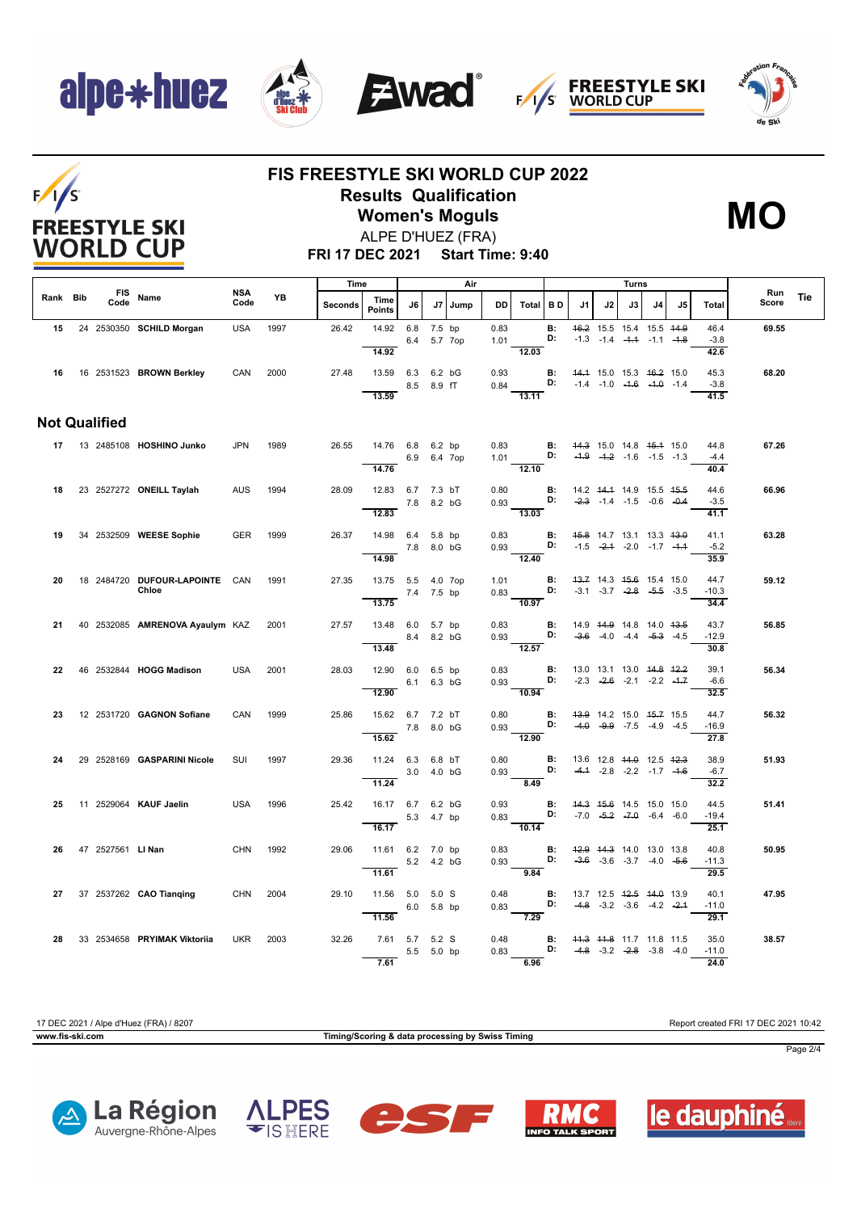# FIS FREESTYLE SKI WORLD CUP 2022

## Results Qualification

## Women's Moguls

ALPE D'HUEZ (FRA)

**FRI 17 DEC 2021 Start Time: 9:40**

**MO**

| Rank | Bib | FIS Code | Name | NSA Code | YB | Seconds | Time Points | J6 | J7 | Jump | DD | Total | B D | J1 | J2 | J3 | J4 | J5 | Total | Run Score | Tie |
|---|---|---|---|---|---|---|---|---|---|---|---|---|---|---|---|---|---|---|---|---|---|
| 15 | 24 | 2530350 | SCHILD Morgan | USA | 1997 | 26.42 | 14.92 | 6.8 | 7.5 | bp | 0.83 | | B: | ~~16.2~~ | 15.5 | 15.4 | 15.5 | ~~14.9~~ | 46.4 | 69.55 | |
| | | | | | | | | 6.4 | 5.7 | 7op | 1.01 | | D: | -1.3 | -1.4 | ~~-1.1~~ | -1.1 | ~~-1.8~~ | -3.8 | | |
| | | | | | | | 14.92 | | | | | 12.03 | | | | | | | 42.6 | | |
| 16 | 16 | 2531523 | BROWN Berkley | CAN | 2000 | 27.48 | 13.59 | 6.3 | 6.2 | bG | 0.93 | | B: | ~~14.1~~ | 15.0 | 15.3 | ~~16.2~~ | 15.0 | 45.3 | 68.20 | |
| | | | | | | | | 8.5 | 8.9 | fT | 0.84 | | D: | -1.4 | -1.0 | ~~-1.6~~ | ~~-1.0~~ | -1.4 | -3.8 | | |
| | | | | | | | 13.59 | | | | | 13.11 | | | | | | | 41.5 | | |

## Not Qualified

| Rank | Bib | FIS Code | Name | NSA Code | YB | Seconds | Time Points | J6 | J7 | Jump | DD | Total | B D | J1 | J2 | J3 | J4 | J5 | Total | Run Score | Tie |
|---|---|---|---|---|---|---|---|---|---|---|---|---|---|---|---|---|---|---|---|---|---|
| 17 | 13 | 2485108 | HOSHINO Junko | JPN | 1989 | 26.55 | 14.76 | 6.8 | 6.2 | bp | 0.83 | | B: | ~~14.3~~ | 15.0 | 14.8 | ~~15.1~~ | 15.0 | 44.8 | 67.26 | |
| | | | | | | | | 6.9 | 6.4 | 7op | 1.01 | | D: | ~~-1.9~~ | ~~-1.2~~ | -1.6 | -1.5 | -1.3 | -4.4 | | |
| | | | | | | | 14.76 | | | | | 12.10 | | | | | | | 40.4 | | |
| 18 | 23 | 2527272 | ONEILL Taylah | AUS | 1994 | 28.09 | 12.83 | 6.7 | 7.3 | bT | 0.80 | | B: | 14.2 | ~~14.1~~ | 14.9 | 15.5 | ~~15.5~~ | 44.6 | 66.96 | |
| | | | | | | | | 7.8 | 8.2 | bG | 0.93 | | D: | ~~-2.3~~ | -1.4 | -1.5 | -0.6 | ~~-0.4~~ | -3.5 | | |
| | | | | | | | 12.83 | | | | | 13.03 | | | | | | | 41.1 | | |
| 19 | 34 | 2532509 | WEESE Sophie | GER | 1999 | 26.37 | 14.98 | 6.4 | 5.8 | bp | 0.83 | | B: | ~~15.8~~ | 14.7 | 13.1 | 13.3 | ~~13.0~~ | 41.1 | 63.28 | |
| | | | | | | | | 7.8 | 8.0 | bG | 0.93 | | D: | -1.5 | ~~-2.1~~ | -2.0 | -1.7 | ~~-1.1~~ | -5.2 | | |
| | | | | | | | 14.98 | | | | | 12.40 | | | | | | | 35.9 | | |
| 20 | 18 | 2484720 | DUFOUR-LAPOINTE Chloe | CAN | 1991 | 27.35 | 13.75 | 5.5 | 4.0 | 7op | 1.01 | | B: | ~~13.7~~ | 14.3 | ~~15.6~~ | 15.4 | 15.0 | 44.7 | 59.12 | |
| | | | | | | | | 7.4 | 7.5 | bp | 0.83 | | D: | -3.1 | -3.7 | ~~-2.8~~ | ~~-5.5~~ | -3.5 | -10.3 | | |
| | | | | | | | 13.75 | | | | | 10.97 | | | | | | | 34.4 | | |
| 21 | 40 | 2532085 | AMRENOVA Ayaulym | KAZ | 2001 | 27.57 | 13.48 | 6.0 | 5.7 | bp | 0.83 | | B: | 14.9 | ~~14.9~~ | 14.8 | 14.0 | ~~13.5~~ | 43.7 | 56.85 | |
| | | | | | | | | 8.4 | 8.2 | bG | 0.93 | | D: | ~~-3.6~~ | -4.0 | -4.4 | ~~-5.3~~ | -4.5 | -12.9 | | |
| | | | | | | | 13.48 | | | | | 12.57 | | | | | | | 30.8 | | |
| 22 | 46 | 2532844 | HOGG Madison | USA | 2001 | 28.03 | 12.90 | 6.0 | 6.5 | bp | 0.83 | | B: | 13.0 | 13.1 | 13.0 | ~~14.8~~ | ~~12.2~~ | 39.1 | 56.34 | |
| | | | | | | | | 6.1 | 6.3 | bG | 0.93 | | D: | -2.3 | ~~-2.6~~ | -2.1 | -2.2 | ~~-1.7~~ | -6.6 | | |
| | | | | | | | 12.90 | | | | | 10.94 | | | | | | | 32.5 | | |
| 23 | 12 | 2531720 | GAGNON Sofiane | CAN | 1999 | 25.86 | 15.62 | 6.7 | 7.2 | bT | 0.80 | | B: | ~~13.9~~ | 14.2 | 15.0 | ~~15.7~~ | 15.5 | 44.7 | 56.32 | |
| | | | | | | | | 7.8 | 8.0 | bG | 0.93 | | D: | ~~-4.0~~ | ~~-9.9~~ | -7.5 | -4.9 | -4.5 | -16.9 | | |
| | | | | | | | 15.62 | | | | | 12.90 | | | | | | | 27.8 | | |
| 24 | 29 | 2528169 | GASPARINI Nicole | SUI | 1997 | 29.36 | 11.24 | 6.3 | 6.8 | bT | 0.80 | | B: | 13.6 | 12.8 | ~~14.0~~ | 12.5 | ~~12.3~~ | 38.9 | 51.93 | |
| | | | | | | | | 3.0 | 4.0 | bG | 0.93 | | D: | ~~-4.1~~ | -2.8 | -2.2 | -1.7 | ~~-1.6~~ | -6.7 | | |
| | | | | | | | 11.24 | | | | | 8.49 | | | | | | | 32.2 | | |
| 25 | 11 | 2529064 | KAUF Jaelin | USA | 1996 | 25.42 | 16.17 | 6.7 | 6.2 | bG | 0.93 | | B: | ~~14.3~~ | ~~15.6~~ | 14.5 | 15.0 | 15.0 | 44.5 | 51.41 | |
| | | | | | | | | 5.3 | 4.7 | bp | 0.83 | | D: | -7.0 | ~~-5.2~~ | ~~-7.0~~ | -6.4 | -6.0 | -19.4 | | |
| | | | | | | | 16.17 | | | | | 10.14 | | | | | | | 25.1 | | |
| 26 | 47 | 2527561 | LI Nan | CHN | 1992 | 29.06 | 11.61 | 6.2 | 7.0 | bp | 0.83 | | B: | ~~12.9~~ | ~~14.3~~ | 14.0 | 13.0 | 13.8 | 40.8 | 50.95 | |
| | | | | | | | | 5.2 | 4.2 | bG | 0.93 | | D: | ~~-3.6~~ | -3.6 | -3.7 | -4.0 | ~~-5.6~~ | -11.3 | | |
| | | | | | | | 11.61 | | | | | 9.84 | | | | | | | 29.5 | | |
| 27 | 37 | 2537262 | CAO Tianqing | CHN | 2004 | 29.10 | 11.56 | 5.0 | 5.0 | S | 0.48 | | B: | 13.7 | 12.5 | ~~12.5~~ | ~~14.0~~ | 13.9 | 40.1 | 47.95 | |
| | | | | | | | | 6.0 | 5.8 | bp | 0.83 | | D: | ~~-4.8~~ | -3.2 | -3.6 | -4.2 | ~~-2.1~~ | -11.0 | | |
| | | | | | | | 11.56 | | | | | 7.29 | | | | | | | 29.1 | | |
| 28 | 33 | 2534658 | PRYIMAK Viktoriia | UKR | 2003 | 32.26 | 7.61 | 5.7 | 5.2 | S | 0.48 | | B: | ~~11.3~~ | ~~11.8~~ | 11.7 | 11.8 | 11.5 | 35.0 | 38.57 | |
| | | | | | | | | 5.5 | 5.0 | bp | 0.83 | | D: | ~~-4.8~~ | -3.2 | ~~-2.8~~ | -3.8 | -4.0 | -11.0 | | |
| | | | | | | | 7.61 | | | | | 6.96 | | | | | | | 24.0 | | |

17 DEC 2021 / Alpe d'Huez (FRA) / 8207 — Report created FRI 17 DEC 2021 10:42

www.fis-ski.com — Timing/Scoring & data processing by Swiss Timing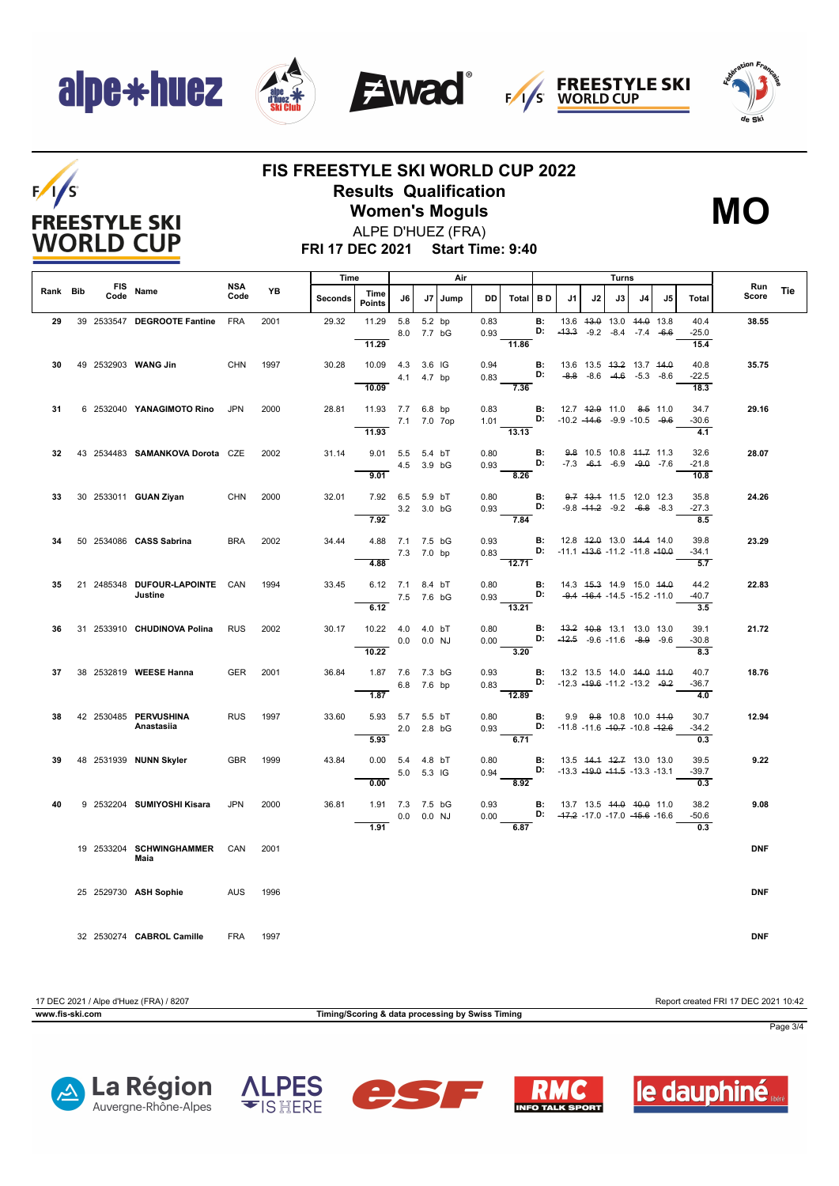# FIS FREESTYLE SKI WORLD CUP 2022

## Results Qualification

## Women's Moguls

ALPE D'HUEZ (FRA)

**FRI 17 DEC 2021 Start Time: 9:40**

**MO**

| Rank | Bib | FIS Code | Name | NSA Code | YB | Seconds | Time Points | J6 | J7 | Jump | DD | Total | B D | J1 | J2 | J3 | J4 | J5 | Total | Run Score | Tie |
|---|---|---|---|---|---|---|---|---|---|---|---|---|---|---|---|---|---|---|---|---|---|
| 29 | 39 | 2533547 | **DEGROOTE Fantine** | FRA | 2001 | 29.32 | 11.29 | 5.8 | 5.2 | bp | 0.83 | | B: | 13.6 | ~~13.0~~ | 13.0 | ~~14.0~~ | 13.8 | 40.4 | **38.55** | |
| | | | | | | | | 8.0 | 7.7 | bG | 0.93 | | D: | ~~-13.3~~ | -9.2 | -8.4 | -7.4 | ~~-6.6~~ | -25.0 | | |
| | | | | | | | 11.29 | | | | | 11.86 | | | | | | | 15.4 | | |
| 30 | 49 | 2532903 | **WANG Jin** | CHN | 1997 | 30.28 | 10.09 | 4.3 | 3.6 | IG | 0.94 | | B: | 13.6 | 13.5 | ~~13.2~~ | 13.7 | ~~14.0~~ | 40.8 | **35.75** | |
| | | | | | | | | 4.1 | 4.7 | bp | 0.83 | | D: | ~~-8.8~~ | -8.6 | ~~-4.6~~ | -5.3 | -8.6 | -22.5 | | |
| | | | | | | | 10.09 | | | | | 7.36 | | | | | | | 18.3 | | |
| 31 | 6 | 2532040 | **YANAGIMOTO Rino** | JPN | 2000 | 28.81 | 11.93 | 7.7 | 6.8 | bp | 0.83 | | B: | 12.7 | ~~12.9~~ | 11.0 | ~~8.5~~ | 11.0 | 34.7 | **29.16** | |
| | | | | | | | | 7.1 | 7.0 | 7op | 1.01 | | D: | -10.2 | ~~-14.6~~ | -9.9 | -10.5 | ~~-9.6~~ | -30.6 | | |
| | | | | | | | 11.93 | | | | | 13.13 | | | | | | | 4.1 | | |
| 32 | 43 | 2534483 | **SAMANKOVA Dorota** | CZE | 2002 | 31.14 | 9.01 | 5.5 | 5.4 | bT | 0.80 | | B: | ~~9.8~~ | 10.5 | 10.8 | ~~11.7~~ | 11.3 | 32.6 | **28.07** | |
| | | | | | | | | 4.5 | 3.9 | bG | 0.93 | | D: | -7.3 | ~~-6.1~~ | -6.9 | ~~-9.0~~ | -7.6 | -21.8 | | |
| | | | | | | | 9.01 | | | | | 8.26 | | | | | | | 10.8 | | |
| 33 | 30 | 2533011 | **GUAN Ziyan** | CHN | 2000 | 32.01 | 7.92 | 6.5 | 5.9 | bT | 0.80 | | B: | ~~9.7~~ | ~~13.1~~ | 11.5 | 12.0 | 12.3 | 35.8 | **24.26** | |
| | | | | | | | | 3.2 | 3.0 | bG | 0.93 | | D: | -9.8 | ~~-11.2~~ | -9.2 | ~~-6.8~~ | -8.3 | -27.3 | | |
| | | | | | | | 7.92 | | | | | 7.84 | | | | | | | 8.5 | | |
| 34 | 50 | 2534086 | **CASS Sabrina** | BRA | 2002 | 34.44 | 4.88 | 7.1 | 7.5 | bG | 0.93 | | B: | 12.8 | ~~12.0~~ | 13.0 | ~~14.4~~ | 14.0 | 39.8 | **23.29** | |
| | | | | | | | | 7.3 | 7.0 | bp | 0.83 | | D: | -11.1 | ~~-13.6~~ | -11.2 | -11.8 | ~~-10.0~~ | -34.1 | | |
| | | | | | | | 4.88 | | | | | 12.71 | | | | | | | 5.7 | | |
| 35 | 21 | 2485348 | **DUFOUR-LAPOINTE Justine** | CAN | 1994 | 33.45 | 6.12 | 7.1 | 8.4 | bT | 0.80 | | B: | 14.3 | ~~15.3~~ | 14.9 | 15.0 | ~~14.0~~ | 44.2 | **22.83** | |
| | | | | | | | | 7.5 | 7.6 | bG | 0.93 | | D: | ~~-9.4~~ | ~~-16.4~~ | -14.5 | -15.2 | -11.0 | -40.7 | | |
| | | | | | | | 6.12 | | | | | 13.21 | | | | | | | 3.5 | | |
| 36 | 31 | 2533910 | **CHUDINOVA Polina** | RUS | 2002 | 30.17 | 10.22 | 4.0 | 4.0 | bT | 0.80 | | B: | ~~13.2~~ | ~~10.8~~ | 13.1 | 13.0 | 13.0 | 39.1 | **21.72** | |
| | | | | | | | | 0.0 | 0.0 | NJ | 0.00 | | D: | ~~-12.5~~ | -9.6 | -11.6 | ~~-8.9~~ | -9.6 | -30.8 | | |
| | | | | | | | 10.22 | | | | | 3.20 | | | | | | | 8.3 | | |
| 37 | 38 | 2532819 | **WEESE Hanna** | GER | 2001 | 36.84 | 1.87 | 7.6 | 7.3 | bG | 0.93 | | B: | 13.2 | 13.5 | 14.0 | ~~14.0~~ | ~~11.0~~ | 40.7 | **18.76** | |
| | | | | | | | | 6.8 | 7.6 | bp | 0.83 | | D: | -12.3 | ~~-19.6~~ | -11.2 | -13.2 | ~~-9.2~~ | -36.7 | | |
| | | | | | | | 1.87 | | | | | 12.89 | | | | | | | 4.0 | | |
| 38 | 42 | 2530485 | **PERVUSHINA Anastasiia** | RUS | 1997 | 33.60 | 5.93 | 5.7 | 5.5 | bT | 0.80 | | B: | 9.9 | ~~9.8~~ | 10.8 | 10.0 | ~~11.0~~ | 30.7 | **12.94** | |
| | | | | | | | | 2.0 | 2.8 | bG | 0.93 | | D: | -11.8 | -11.6 | ~~-10.7~~ | -10.8 | ~~-12.6~~ | -34.2 | | |
| | | | | | | | 5.93 | | | | | 6.71 | | | | | | | 0.3 | | |
| 39 | 48 | 2531939 | **NUNN Skyler** | GBR | 1999 | 43.84 | 0.00 | 5.4 | 4.8 | bT | 0.80 | | B: | 13.5 | ~~14.1~~ | ~~12.7~~ | 13.0 | 13.0 | 39.5 | **9.22** | |
| | | | | | | | | 5.0 | 5.3 | IG | 0.94 | | D: | -13.3 | ~~-19.0~~ | ~~-11.5~~ | -13.3 | -13.1 | -39.7 | | |
| | | | | | | | 0.00 | | | | | 8.92 | | | | | | | 0.3 | | |
| 40 | 9 | 2532204 | **SUMIYOSHI Kisara** | JPN | 2000 | 36.81 | 1.91 | 7.3 | 7.5 | bG | 0.93 | | B: | 13.7 | 13.5 | ~~14.0~~ | ~~10.0~~ | 11.0 | 38.2 | **9.08** | |
| | | | | | | | | 0.0 | 0.0 | NJ | 0.00 | | D: | ~~-17.2~~ | -17.0 | -17.0 | ~~-15.6~~ | -16.6 | -50.6 | | |
| | | | | | | | 1.91 | | | | | 6.87 | | | | | | | 0.3 | | |
| | 19 | 2533204 | **SCHWINGHAMMER Maia** | CAN | 2001 | | | | | | | | | | | | | | | **DNF** | |
| | 25 | 2529730 | **ASH Sophie** | AUS | 1996 | | | | | | | | | | | | | | | **DNF** | |
| | 32 | 2530274 | **CABROL Camille** | FRA | 1997 | | | | | | | | | | | | | | | **DNF** | |

17 DEC 2021 / Alpe d'Huez (FRA) / 8207 — Report created FRI 17 DEC 2021 10:42

www.fis-ski.com — Timing/Scoring & data processing by Swiss Timing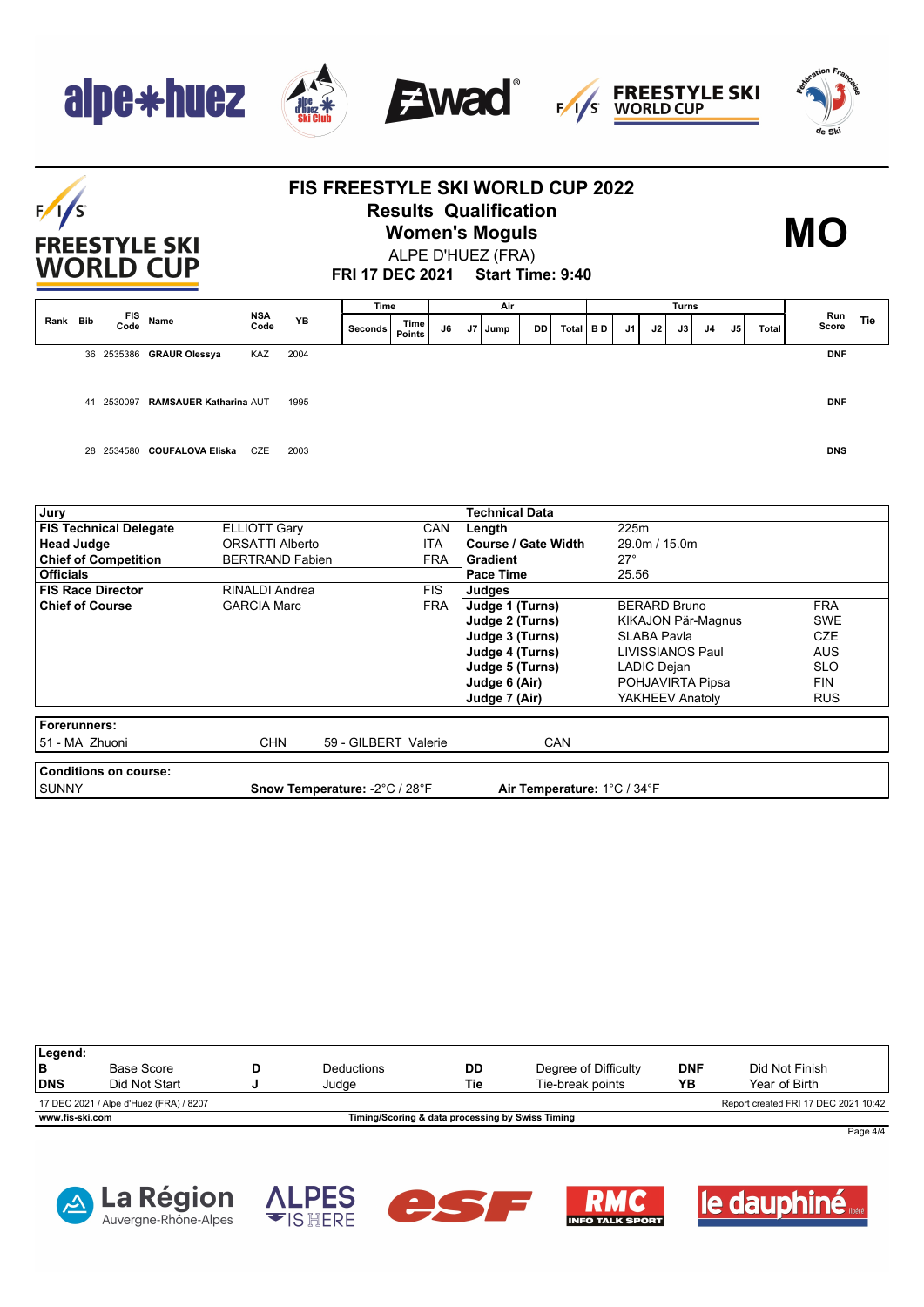# FIS FREESTYLE SKI WORLD CUP 2022

## Results Qualification

## Women's Moguls

ALPE D'HUEZ (FRA)

**FRI 17 DEC 2021 Start Time: 9:40**

**MO**

| Rank | Bib | FIS Code | Name | NSA Code | YB | Time Seconds | Time Points | Air J6 | Air J7 | Air Jump | Air DD | Air Total | Turns B D | Turns J1 | Turns J2 | Turns J3 | Turns J4 | Turns J5 | Turns Total | Run Score | Tie |
|---|---|---|---|---|---|---|---|---|---|---|---|---|---|---|---|---|---|---|---|---|---|
| | 36 | 2535386 | **GRAUR Olessya** | KAZ | 2004 | | | | | | | | | | | | | | | DNF | |
| | 41 | 2530097 | **RAMSAUER Katharina** | AUT | 1995 | | | | | | | | | | | | | | | DNF | |
| | 28 | 2534580 | **COUFALOVA Eliska** | CZE | 2003 | | | | | | | | | | | | | | | DNS | |

| Jury | | |
|---|---|---|
| **FIS Technical Delegate** | ELLIOTT Gary | CAN |
| **Head Judge** | ORSATTI Alberto | ITA |
| **Chief of Competition** | BERTRAND Fabien | FRA |
| **Officials** | | |
| **FIS Race Director** | RINALDI Andrea | FIS |
| **Chief of Course** | GARCIA Marc | FRA |

| Technical Data | | |
|---|---|---|
| **Length** | 225m | |
| **Course / Gate Width** | 29.0m / 15.0m | |
| **Gradient** | 27° | |
| **Pace Time** | 25.56 | |
| **Judges** | | |
| **Judge 1 (Turns)** | BERARD Bruno | FRA |
| **Judge 2 (Turns)** | KIKAJON Pär-Magnus | SWE |
| **Judge 3 (Turns)** | SLABA Pavla | CZE |
| **Judge 4 (Turns)** | LIVISSIANOS Paul | AUS |
| **Judge 5 (Turns)** | LADIC Dejan | SLO |
| **Judge 6 (Air)** | POHJAVIRTA Pipsa | FIN |
| **Judge 7 (Air)** | YAKHEEV Anatoly | RUS |

**Forerunners:**

51 - MA Zhuoni CHN 59 - GILBERT Valerie CAN

**Conditions on course:**

SUNNY **Snow Temperature: -2°C / 28°F** **Air Temperature: 1°C / 34°F**

| Legend: | | | | | | | |
|---|---|---|---|---|---|---|---|
| **B** | Base Score | **D** | Deductions | **DD** | Degree of Difficulty | **DNF** | Did Not Finish |
| **DNS** | Did Not Start | **J** | Judge | **Tie** | Tie-break points | **YB** | Year of Birth |

17 DEC 2021 / Alpe d'Huez (FRA) / 8207 — Report created FRI 17 DEC 2021 10:42

**www.fis-ski.com** — **Timing/Scoring & data processing by Swiss Timing**